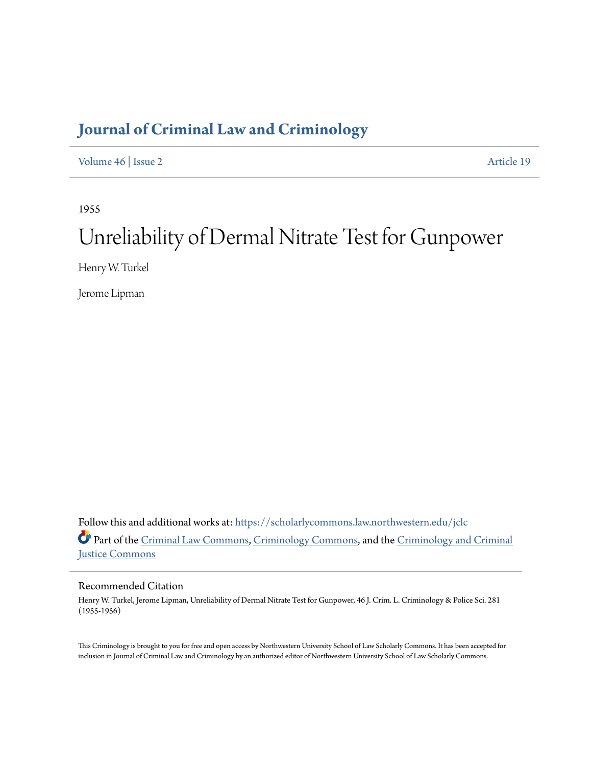# Journal of Criminal Law and Criminology

Volume 46 | Issue 2 Article 19

1955

# Unreliability of Dermal Nitrate Test for Gunpower

Henry W. Turkel

Jerome Lipman

Follow this and additional works at: https://scholarlycommons.law.northwestern.edu/jclc

Part of the Criminal Law Commons, Criminology Commons, and the Criminology and Criminal Justice Commons

## Recommended Citation

Henry W. Turkel, Jerome Lipman, Unreliability of Dermal Nitrate Test for Gunpower, 46 J. Crim. L. Criminology & Police Sci. 281 (1955-1956)

This Criminology is brought to you for free and open access by Northwestern University School of Law Scholarly Commons. It has been accepted for inclusion in Journal of Criminal Law and Criminology by an authorized editor of Northwestern University School of Law Scholarly Commons.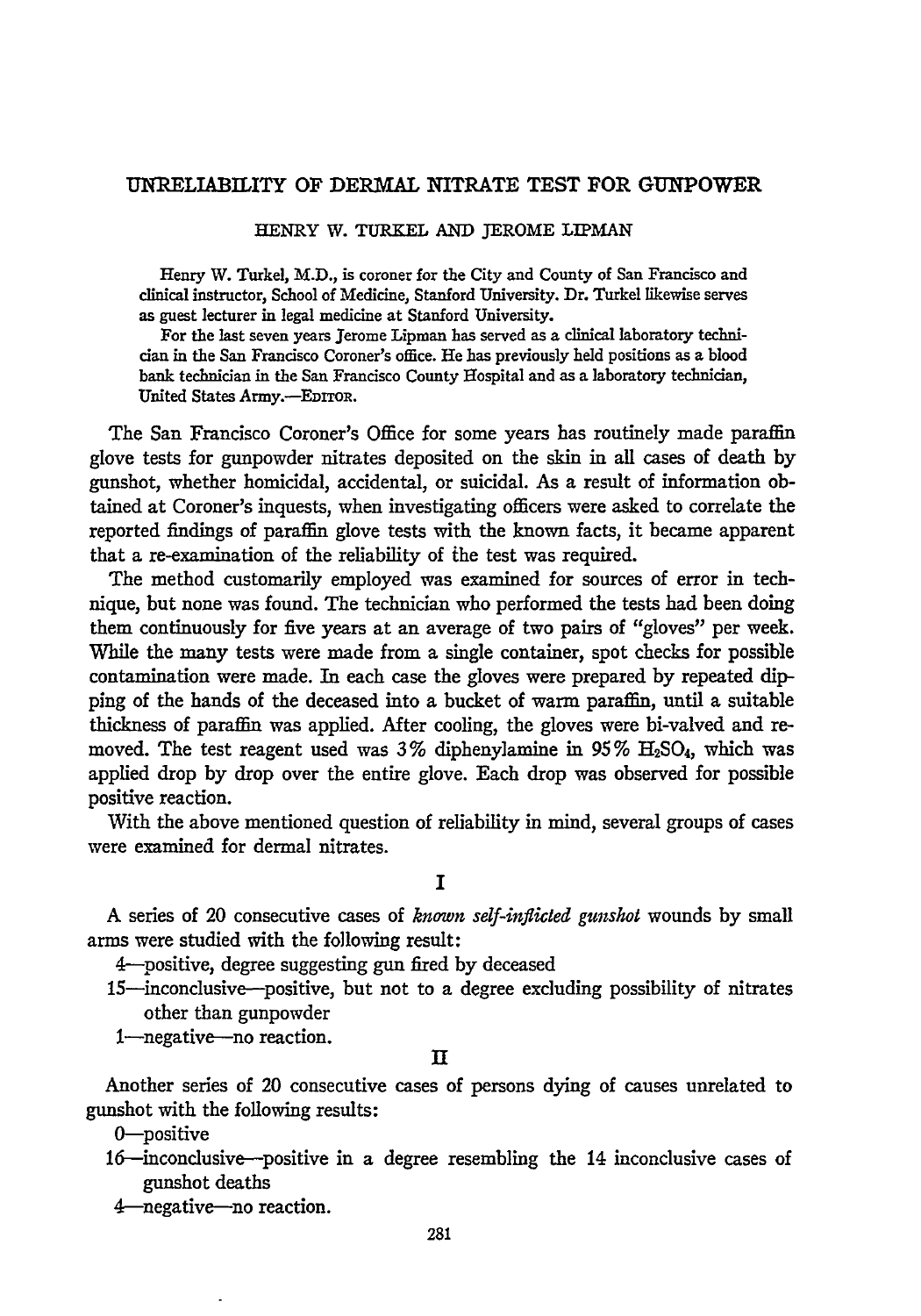# UNRELIABILITY OF DERMAL NITRATE TEST FOR GUNPOWER

HENRY W. TURKEL AND JEROME LIPMAN

Henry W. Turkel, M.D., is coroner for the City and County of San Francisco and clinical instructor, School of Medicine, Stanford University. Dr. Turkel likewise serves as guest lecturer in legal medicine at Stanford University.

For the last seven years Jerome Lipman has served as a clinical laboratory technician in the San Francisco Coroner's office. He has previously held positions as a blood bank technician in the San Francisco County Hospital and as a laboratory technician, United States Army.—EDITOR.

The San Francisco Coroner's Office for some years has routinely made paraffin glove tests for gunpowder nitrates deposited on the skin in all cases of death by gunshot, whether homicidal, accidental, or suicidal. As a result of information obtained at Coroner's inquests, when investigating officers were asked to correlate the reported findings of paraffin glove tests with the known facts, it became apparent that a re-examination of the reliability of the test was required.

The method customarily employed was examined for sources of error in technique, but none was found. The technician who performed the tests had been doing them continuously for five years at an average of two pairs of "gloves" per week. While the many tests were made from a single container, spot checks for possible contamination were made. In each case the gloves were prepared by repeated dipping of the hands of the deceased into a bucket of warm paraffin, until a suitable thickness of paraffin was applied. After cooling, the gloves were bi-valved and removed. The test reagent used was 3% diphenylamine in 95% $H_2SO_4$, which was applied drop by drop over the entire glove. Each drop was observed for possible positive reaction.

With the above mentioned question of reliability in mind, several groups of cases were examined for dermal nitrates.

## I

A series of 20 consecutive cases of *known self-inflicted gunshot* wounds by small arms were studied with the following result:

4—positive, degree suggesting gun fired by deceased
15—inconclusive—positive, but not to a degree excluding possibility of nitrates other than gunpowder
1—negative—no reaction.

## II

Another series of 20 consecutive cases of persons dying of causes unrelated to gunshot with the following results:

0—positive
16—inconclusive—positive in a degree resembling the 14 inconclusive cases of gunshot deaths
4—negative—no reaction.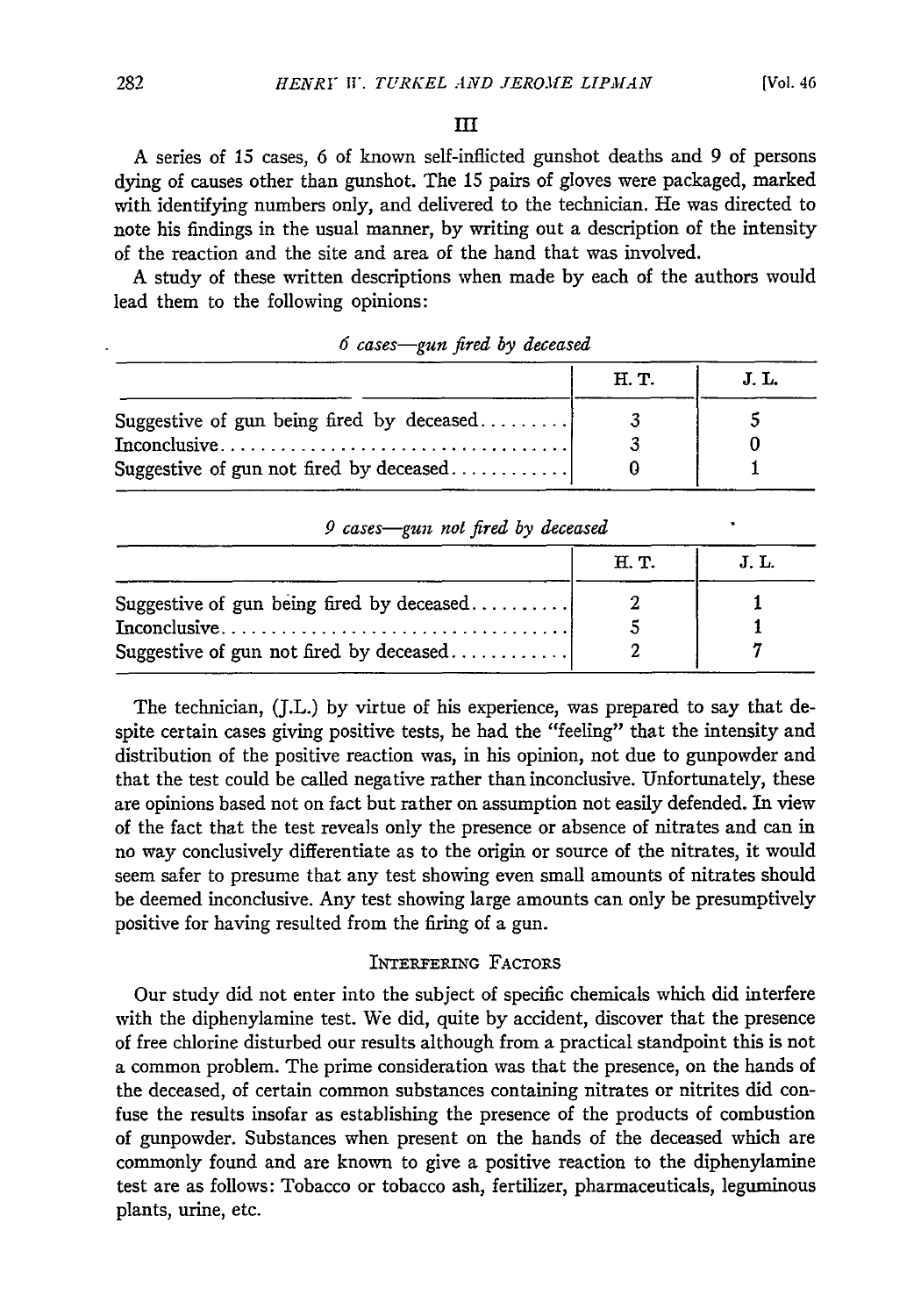## III

A series of 15 cases, 6 of known self-inflicted gunshot deaths and 9 of persons dying of causes other than gunshot. The 15 pairs of gloves were packaged, marked with identifying numbers only, and delivered to the technician. He was directed to note his findings in the usual manner, by writing out a description of the intensity of the reaction and the site and area of the hand that was involved.

A study of these written descriptions when made by each of the authors would lead them to the following opinions:

*6 cases—gun fired by deceased*

| | H. T. | J. L. |
|---|---|---|
| Suggestive of gun being fired by deceased | 3 | 5 |
| Inconclusive | 3 | 0 |
| Suggestive of gun not fired by deceased | 0 | 1 |

*9 cases—gun not fired by deceased*

| | H. T. | J. L. |
|---|---|---|
| Suggestive of gun being fired by deceased | 2 | 1 |
| Inconclusive | 5 | 1 |
| Suggestive of gun not fired by deceased | 2 | 7 |

The technician, (J.L.) by virtue of his experience, was prepared to say that despite certain cases giving positive tests, he had the "feeling" that the intensity and distribution of the positive reaction was, in his opinion, not due to gunpowder and that the test could be called negative rather than inconclusive. Unfortunately, these are opinions based not on fact but rather on assumption not easily defended. In view of the fact that the test reveals only the presence or absence of nitrates and can in no way conclusively differentiate as to the origin or source of the nitrates, it would seem safer to presume that any test showing even small amounts of nitrates should be deemed inconclusive. Any test showing large amounts can only be presumptively positive for having resulted from the firing of a gun.

### Interfering Factors

Our study did not enter into the subject of specific chemicals which did interfere with the diphenylamine test. We did, quite by accident, discover that the presence of free chlorine disturbed our results although from a practical standpoint this is not a common problem. The prime consideration was that the presence, on the hands of the deceased, of certain common substances containing nitrates or nitrites did confuse the results insofar as establishing the presence of the products of combustion of gunpowder. Substances when present on the hands of the deceased which are commonly found and are known to give a positive reaction to the diphenylamine test are as follows: Tobacco or tobacco ash, fertilizer, pharmaceuticals, leguminous plants, urine, etc.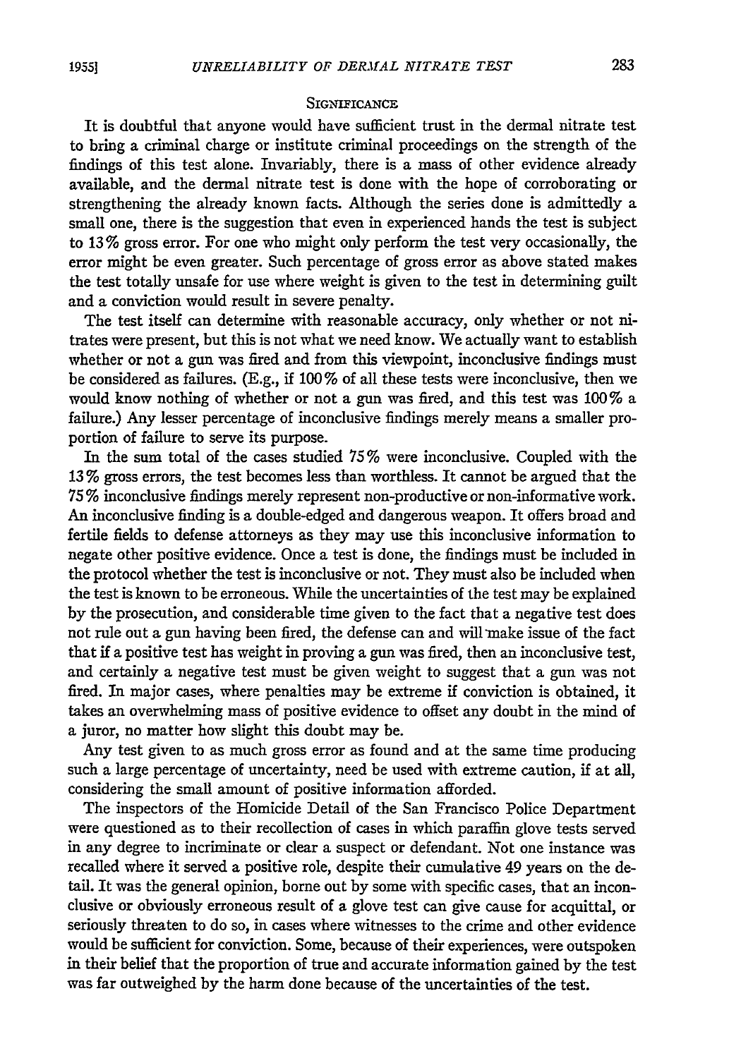## Significance

It is doubtful that anyone would have sufficient trust in the dermal nitrate test to bring a criminal charge or institute criminal proceedings on the strength of the findings of this test alone. Invariably, there is a mass of other evidence already available, and the dermal nitrate test is done with the hope of corroborating or strengthening the already known facts. Although the series done is admittedly a small one, there is the suggestion that even in experienced hands the test is subject to 13% gross error. For one who might only perform the test very occasionally, the error might be even greater. Such percentage of gross error as above stated makes the test totally unsafe for use where weight is given to the test in determining guilt and a conviction would result in severe penalty.

The test itself can determine with reasonable accuracy, only whether or not nitrates were present, but this is not what we need know. We actually want to establish whether or not a gun was fired and from this viewpoint, inconclusive findings must be considered as failures. (E.g., if 100% of all these tests were inconclusive, then we would know nothing of whether or not a gun was fired, and this test was 100% a failure.) Any lesser percentage of inconclusive findings merely means a smaller proportion of failure to serve its purpose.

In the sum total of the cases studied 75% were inconclusive. Coupled with the 13% gross errors, the test becomes less than worthless. It cannot be argued that the 75% inconclusive findings merely represent non-productive or non-informative work. An inconclusive finding is a double-edged and dangerous weapon. It offers broad and fertile fields to defense attorneys as they may use this inconclusive information to negate other positive evidence. Once a test is done, the findings must be included in the protocol whether the test is inconclusive or not. They must also be included when the test is known to be erroneous. While the uncertainties of the test may be explained by the prosecution, and considerable time given to the fact that a negative test does not rule out a gun having been fired, the defense can and will make issue of the fact that if a positive test has weight in proving a gun was fired, then an inconclusive test, and certainly a negative test must be given weight to suggest that a gun was not fired. In major cases, where penalties may be extreme if conviction is obtained, it takes an overwhelming mass of positive evidence to offset any doubt in the mind of a juror, no matter how slight this doubt may be.

Any test given to as much gross error as found and at the same time producing such a large percentage of uncertainty, need be used with extreme caution, if at all, considering the small amount of positive information afforded.

The inspectors of the Homicide Detail of the San Francisco Police Department were questioned as to their recollection of cases in which paraffin glove tests served in any degree to incriminate or clear a suspect or defendant. Not one instance was recalled where it served a positive role, despite their cumulative 49 years on the detail. It was the general opinion, borne out by some with specific cases, that an inconclusive or obviously erroneous result of a glove test can give cause for acquittal, or seriously threaten to do so, in cases where witnesses to the crime and other evidence would be sufficient for conviction. Some, because of their experiences, were outspoken in their belief that the proportion of true and accurate information gained by the test was far outweighed by the harm done because of the uncertainties of the test.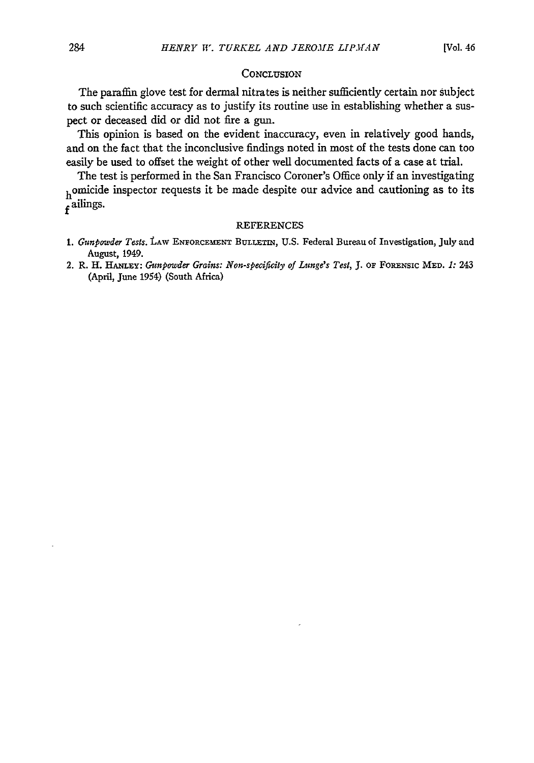## Conclusion

The paraffin glove test for dermal nitrates is neither sufficiently certain nor subject to such scientific accuracy as to justify its routine use in establishing whether a suspect or deceased did or did not fire a gun.

This opinion is based on the evident inaccuracy, even in relatively good hands, and on the fact that the inconclusive findings noted in most of the tests done can too easily be used to offset the weight of other well documented facts of a case at trial.

The test is performed in the San Francisco Coroner's Office only if an investigating homicide inspector requests it be made despite our advice and cautioning as to its failings.

## REFERENCES

1. *Gunpowder Tests.* Law Enforcement Bulletin, U.S. Federal Bureau of Investigation, July and August, 1949.
2. R. H. Hanley: *Gunpowder Grains: Non-specificity of Lunge's Test,* J. of Forensic Med. *1:* 243 (April, June 1954) (South Africa)